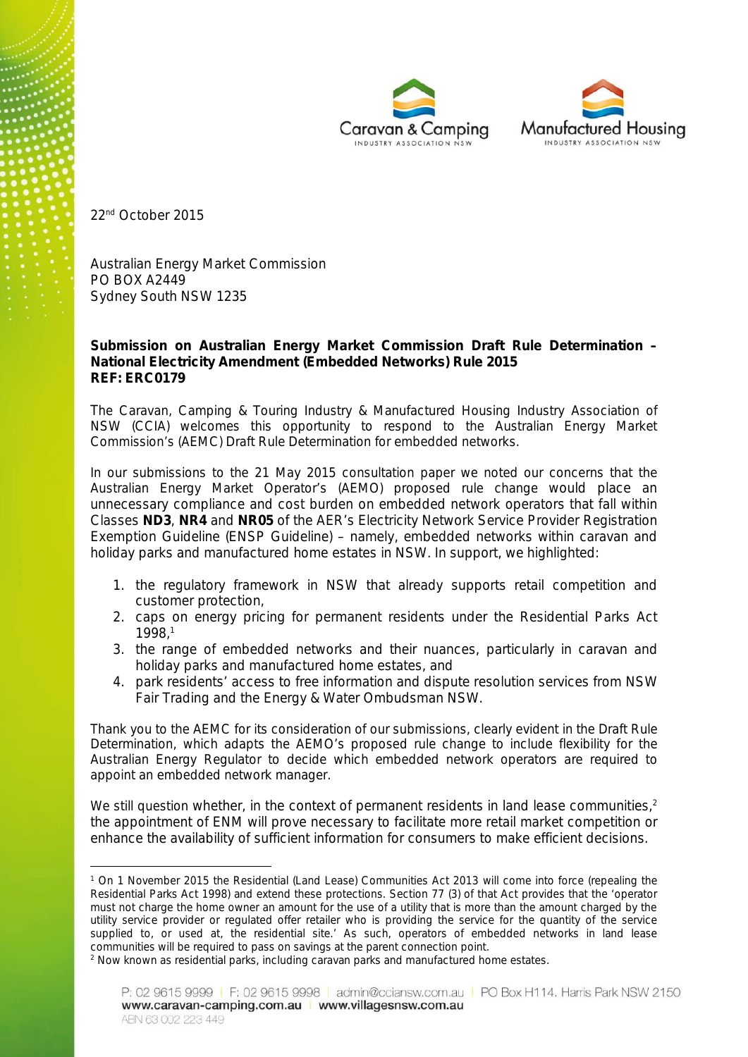Caravan & Camping INDUSTRY ASSOCIATION NSW    Manufactured Housing INDUSTRY ASSOCIATION NSW

22nd October 2015

Australian Energy Market Commission
PO BOX A2449
Sydney South NSW 1235

**Submission on Australian Energy Market Commission Draft Rule Determination – National Electricity Amendment (Embedded Networks) Rule 2015**
**REF: ERC0179**

The Caravan, Camping & Touring Industry & Manufactured Housing Industry Association of NSW (CCIA) welcomes this opportunity to respond to the Australian Energy Market Commission's (AEMC) Draft Rule Determination for embedded networks.

In our submissions to the 21 May 2015 consultation paper we noted our concerns that the Australian Energy Market Operator's (AEMO) proposed rule change would place an unnecessary compliance and cost burden on embedded network operators that fall within Classes **ND3**, **NR4** and **NR05** of the AER's Electricity Network Service Provider Registration Exemption Guideline (ENSP Guideline) – namely, embedded networks within caravan and holiday parks and manufactured home estates in NSW. In support, we highlighted:

1. the regulatory framework in NSW that already supports retail competition and customer protection,
2. caps on energy pricing for permanent residents under the Residential Parks Act 1998,[1]
3. the range of embedded networks and their nuances, particularly in caravan and holiday parks and manufactured home estates, and
4. park residents' access to free information and dispute resolution services from NSW Fair Trading and the Energy & Water Ombudsman NSW.

Thank you to the AEMC for its consideration of our submissions, clearly evident in the Draft Rule Determination, which adapts the AEMO's proposed rule change to include flexibility for the Australian Energy Regulator to decide which embedded network operators are required to appoint an embedded network manager.

We still question whether, in the context of permanent residents in land lease communities,[2] the appointment of ENM will prove necessary to facilitate more retail market competition or enhance the availability of sufficient information for consumers to make efficient decisions.

---

[1] On 1 November 2015 the Residential (Land Lease) Communities Act 2013 will come into force (repealing the Residential Parks Act 1998) and extend these protections. Section 77 (3) of that Act provides that the 'operator must not charge the home owner an amount for the use of a utility that is more than the amount charged by the utility service provider or regulated offer retailer who is providing the service for the quantity of the service supplied to, or used at, the residential site.' As such, operators of embedded networks in land lease communities will be required to pass on savings at the parent connection point.

[2] Now known as residential parks, including caravan parks and manufactured home estates.

P: 02 9615 9999 | F: 02 9615 9998 | admin@cciansw.com.au | PO Box H114. Harris Park NSW 2150
www.caravan-camping.com.au | www.villagesnsw.com.au
ABN 63 002 223 449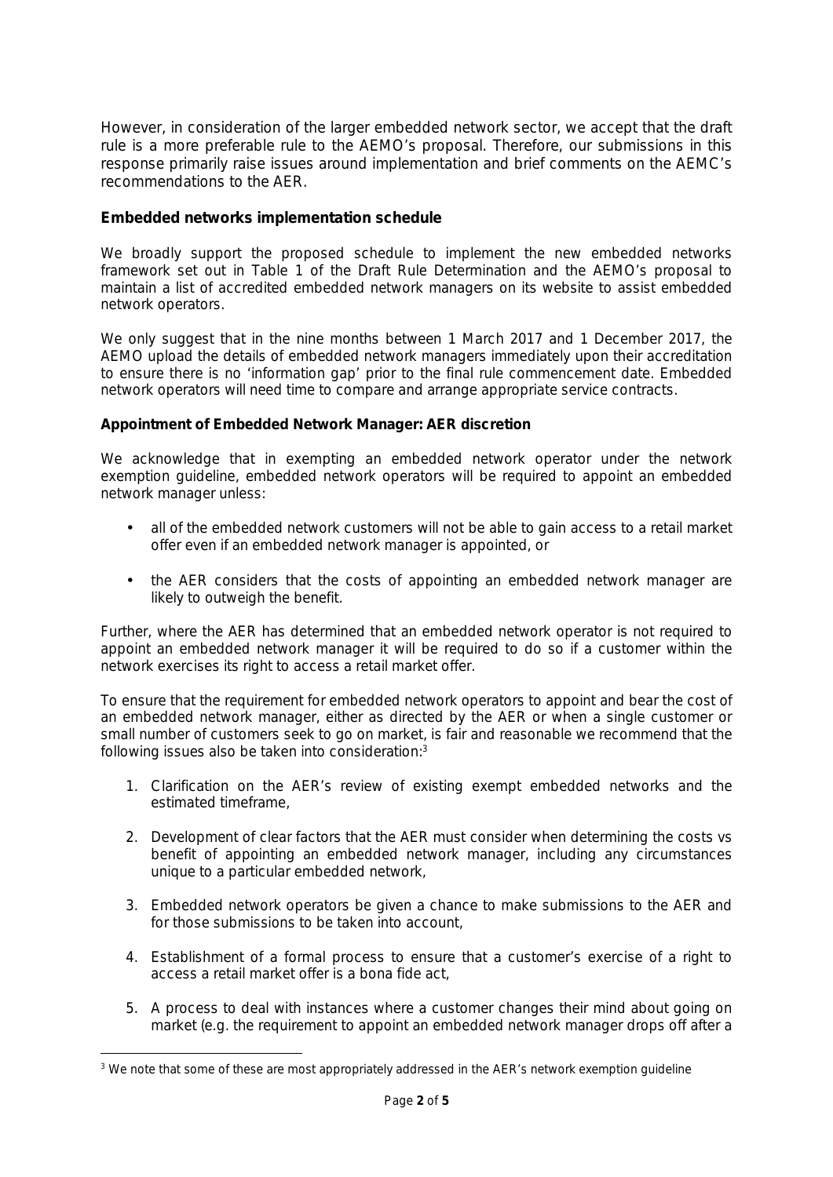However, in consideration of the larger embedded network sector, we accept that the draft rule is a more preferable rule to the AEMO's proposal. Therefore, our submissions in this response primarily raise issues around implementation and brief comments on the AEMC's recommendations to the AER.

**Embedded networks implementation schedule**

We broadly support the proposed schedule to implement the new embedded networks framework set out in Table 1 of the Draft Rule Determination and the AEMO's proposal to maintain a list of accredited embedded network managers on its website to assist embedded network operators.

We only suggest that in the nine months between 1 March 2017 and 1 December 2017, the AEMO upload the details of embedded network managers immediately upon their accreditation to ensure there is no 'information gap' prior to the final rule commencement date. Embedded network operators will need time to compare and arrange appropriate service contracts.

**Appointment of Embedded Network Manager: AER discretion**

We acknowledge that in exempting an embedded network operator under the network exemption guideline, embedded network operators will be required to appoint an embedded network manager unless:

- all of the embedded network customers will not be able to gain access to a retail market offer even if an embedded network manager is appointed, or
- the AER considers that the costs of appointing an embedded network manager are likely to outweigh the benefit.

Further, where the AER has determined that an embedded network operator is not required to appoint an embedded network manager it will be required to do so if a customer within the network exercises its right to access a retail market offer.

To ensure that the requirement for embedded network operators to appoint and bear the cost of an embedded network manager, either as directed by the AER or when a single customer or small number of customers seek to go on market, is fair and reasonable we recommend that the following issues also be taken into consideration:[3]

1. Clarification on the AER's review of existing exempt embedded networks and the estimated timeframe,
2. Development of clear factors that the AER must consider when determining the costs vs benefit of appointing an embedded network manager, including any circumstances unique to a particular embedded network,
3. Embedded network operators be given a chance to make submissions to the AER and for those submissions to be taken into account,
4. Establishment of a formal process to ensure that a customer's exercise of a right to access a retail market offer is a bona fide act,
5. A process to deal with instances where a customer changes their mind about going on market (e.g. the requirement to appoint an embedded network manager drops off after a

[3] We note that some of these are most appropriately addressed in the AER's network exemption guideline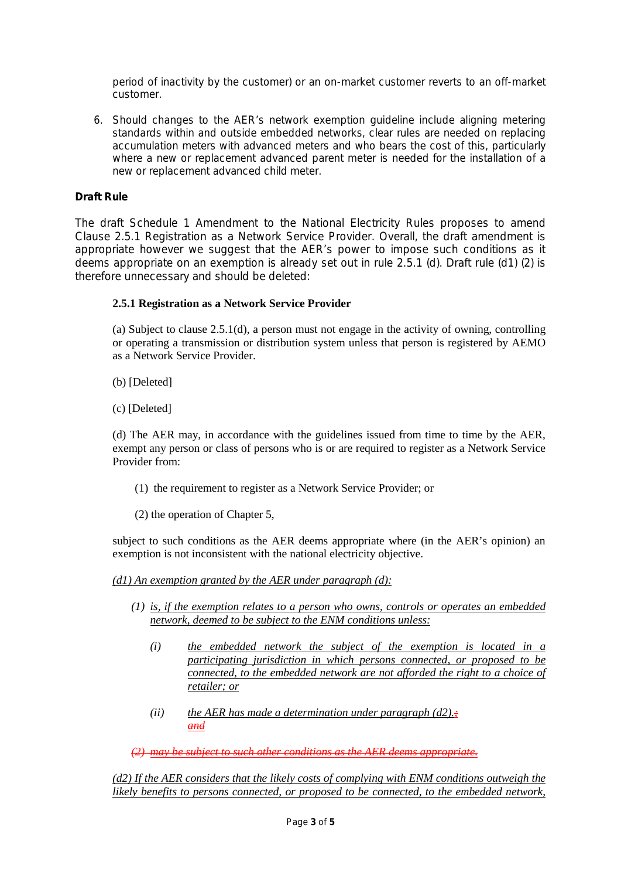period of inactivity by the customer) or an on-market customer reverts to an off-market customer.

6. Should changes to the AER's network exemption guideline include aligning metering standards within and outside embedded networks, clear rules are needed on replacing accumulation meters with advanced meters and who bears the cost of this, particularly where a new or replacement advanced parent meter is needed for the installation of a new or replacement advanced child meter.

**Draft Rule**

The draft Schedule 1 Amendment to the National Electricity Rules proposes to amend Clause 2.5.1 Registration as a Network Service Provider. Overall, the draft amendment is appropriate however we suggest that the AER's power to impose such conditions as it deems appropriate on an exemption is already set out in rule 2.5.1 (d). Draft rule (d1) (2) is therefore unnecessary and should be deleted:

**2.5.1 Registration as a Network Service Provider**

(a) Subject to clause 2.5.1(d), a person must not engage in the activity of owning, controlling or operating a transmission or distribution system unless that person is registered by AEMO as a Network Service Provider.

(b) [Deleted]

(c) [Deleted]

(d) The AER may, in accordance with the guidelines issued from time to time by the AER, exempt any person or class of persons who is or are required to register as a Network Service Provider from:

(1) the requirement to register as a Network Service Provider; or

(2) the operation of Chapter 5,

subject to such conditions as the AER deems appropriate where (in the AER's opinion) an exemption is not inconsistent with the national electricity objective.

*(d1) An exemption granted by the AER under paragraph (d):*

*(1) is, if the exemption relates to a person who owns, controls or operates an embedded network, deemed to be subject to the ENM conditions unless:*

*(i) the embedded network the subject of the exemption is located in a participating jurisdiction in which persons connected, or proposed to be connected, to the embedded network are not afforded the right to a choice of retailer; or*

*(ii) the AER has made a determination under paragraph (d2).~~; and~~*

~~*(2) may be subject to such other conditions as the AER deems appropriate.*~~

*(d2) If the AER considers that the likely costs of complying with ENM conditions outweigh the likely benefits to persons connected, or proposed to be connected, to the embedded network,*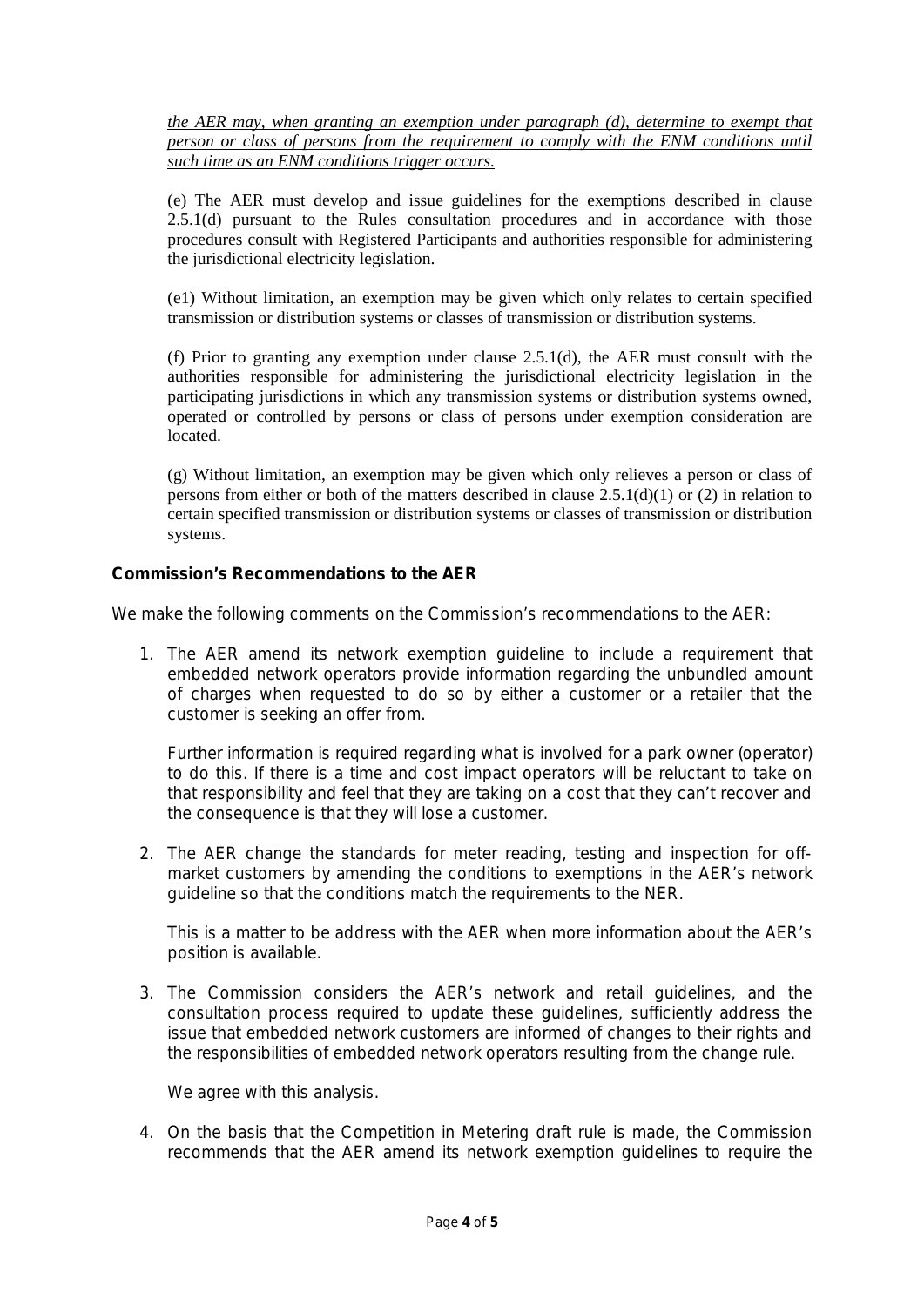*the AER may, when granting an exemption under paragraph (d), determine to exempt that person or class of persons from the requirement to comply with the ENM conditions until such time as an ENM conditions trigger occurs.*

(e) The AER must develop and issue guidelines for the exemptions described in clause 2.5.1(d) pursuant to the Rules consultation procedures and in accordance with those procedures consult with Registered Participants and authorities responsible for administering the jurisdictional electricity legislation.

(e1) Without limitation, an exemption may be given which only relates to certain specified transmission or distribution systems or classes of transmission or distribution systems.

(f) Prior to granting any exemption under clause 2.5.1(d), the AER must consult with the authorities responsible for administering the jurisdictional electricity legislation in the participating jurisdictions in which any transmission systems or distribution systems owned, operated or controlled by persons or class of persons under exemption consideration are located.

(g) Without limitation, an exemption may be given which only relieves a person or class of persons from either or both of the matters described in clause 2.5.1(d)(1) or (2) in relation to certain specified transmission or distribution systems or classes of transmission or distribution systems.

**Commission's Recommendations to the AER**

We make the following comments on the Commission's recommendations to the AER:

1. The AER amend its network exemption guideline to include a requirement that embedded network operators provide information regarding the unbundled amount of charges when requested to do so by either a customer or a retailer that the customer is seeking an offer from.

   Further information is required regarding what is involved for a park owner (operator) to do this. If there is a time and cost impact operators will be reluctant to take on that responsibility and feel that they are taking on a cost that they can't recover and the consequence is that they will lose a customer.

2. The AER change the standards for meter reading, testing and inspection for off-market customers by amending the conditions to exemptions in the AER's network guideline so that the conditions match the requirements to the NER.

   This is a matter to be address with the AER when more information about the AER's position is available.

3. The Commission considers the AER's network and retail guidelines, and the consultation process required to update these guidelines, sufficiently address the issue that embedded network customers are informed of changes to their rights and the responsibilities of embedded network operators resulting from the change rule.

   We agree with this analysis.

4. On the basis that the Competition in Metering draft rule is made, the Commission recommends that the AER amend its network exemption guidelines to require the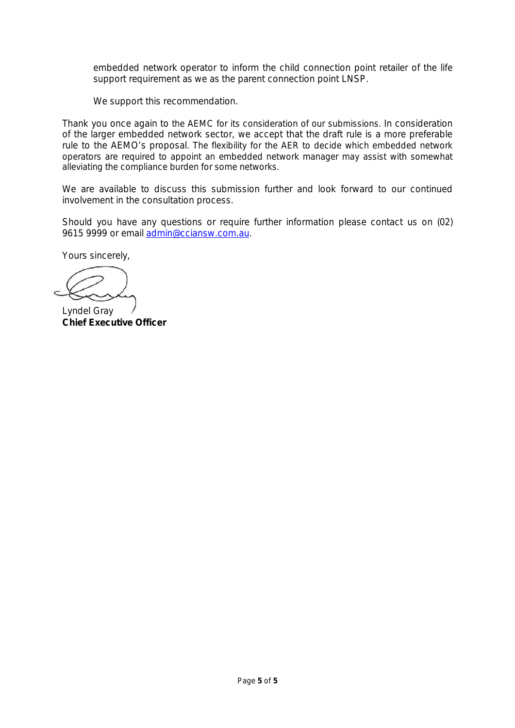embedded network operator to inform the child connection point retailer of the life support requirement as we as the parent connection point LNSP.

We support this recommendation.

Thank you once again to the AEMC for its consideration of our submissions. In consideration of the larger embedded network sector, we accept that the draft rule is a more preferable rule to the AEMO's proposal. The flexibility for the AER to decide which embedded network operators are required to appoint an embedded network manager may assist with somewhat alleviating the compliance burden for some networks.

We are available to discuss this submission further and look forward to our continued involvement in the consultation process.

Should you have any questions or require further information please contact us on (02) 9615 9999 or email admin@cciansw.com.au.

Yours sincerely,

Lyndel Gray
**Chief Executive Officer**